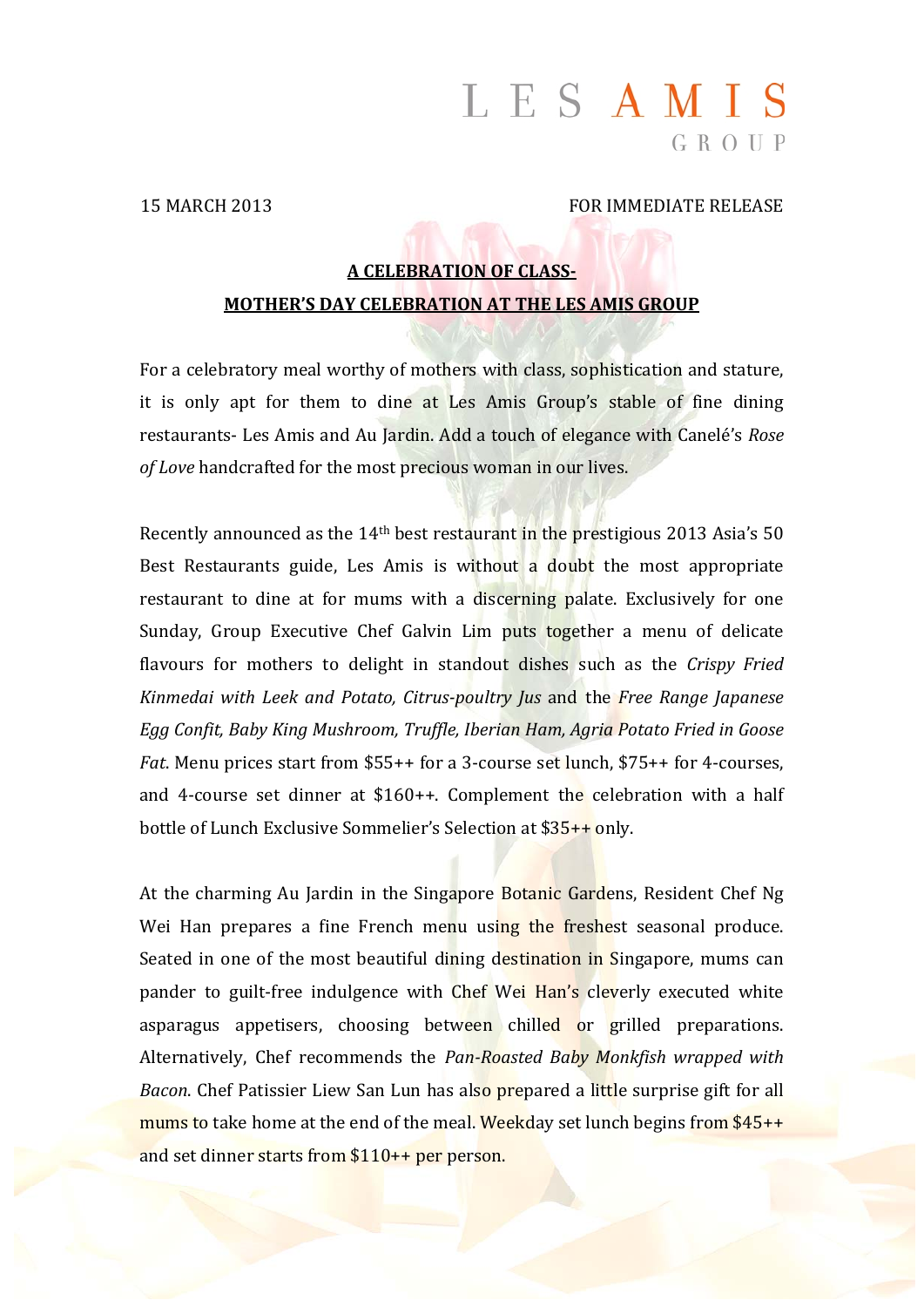LES AMIS
GROUP

15 MARCH 2013 FOR IMMEDIATE RELEASE

## A CELEBRATION OF CLASS- MOTHER'S DAY CELEBRATION AT THE LES AMIS GROUP

For a celebratory meal worthy of mothers with class, sophistication and stature, it is only apt for them to dine at Les Amis Group's stable of fine dining restaurants- Les Amis and Au Jardin. Add a touch of elegance with Canelé's *Rose of Love* handcrafted for the most precious woman in our lives.

Recently announced as the 14th best restaurant in the prestigious 2013 Asia's 50 Best Restaurants guide, Les Amis is without a doubt the most appropriate restaurant to dine at for mums with a discerning palate. Exclusively for one Sunday, Group Executive Chef Galvin Lim puts together a menu of delicate flavours for mothers to delight in standout dishes such as the *Crispy Fried Kinmedai with Leek and Potato, Citrus-poultry Jus* and the *Free Range Japanese Egg Confit, Baby King Mushroom, Truffle, Iberian Ham, Agria Potato Fried in Goose Fat*. Menu prices start from $55++ for a 3-course set lunch, $75++ for 4-courses, and 4-course set dinner at $160++. Complement the celebration with a half bottle of Lunch Exclusive Sommelier's Selection at $35++ only.

At the charming Au Jardin in the Singapore Botanic Gardens, Resident Chef Ng Wei Han prepares a fine French menu using the freshest seasonal produce. Seated in one of the most beautiful dining destination in Singapore, mums can pander to guilt-free indulgence with Chef Wei Han's cleverly executed white asparagus appetisers, choosing between chilled or grilled preparations. Alternatively, Chef recommends the *Pan-Roasted Baby Monkfish wrapped with Bacon*. Chef Patissier Liew San Lun has also prepared a little surprise gift for all mums to take home at the end of the meal. Weekday set lunch begins from $45++ and set dinner starts from $110++ per person.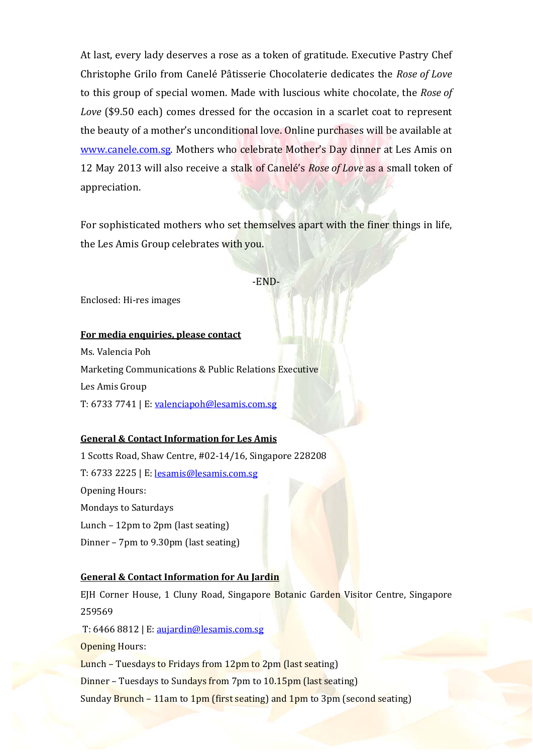At last, every lady deserves a rose as a token of gratitude. Executive Pastry Chef Christophe Grilo from Canelé Pâtisserie Chocolaterie dedicates the *Rose of Love* to this group of special women. Made with luscious white chocolate, the *Rose of Love* ($9.50 each) comes dressed for the occasion in a scarlet coat to represent the beauty of a mother's unconditional love. Online purchases will be available at [www.canele.com.sg](http://www.canele.com.sg). Mothers who celebrate Mother's Day dinner at Les Amis on 12 May 2013 will also receive a stalk of Canelé's *Rose of Love* as a small token of appreciation.

For sophisticated mothers who set themselves apart with the finer things in life, the Les Amis Group celebrates with you.

-END-

Enclosed: Hi-res images

**For media enquiries, please contact**

Ms. Valencia Poh
Marketing Communications & Public Relations Executive
Les Amis Group
T: 6733 7741 | E: valenciapoh@lesamis.com.sg

**General & Contact Information for Les Amis**

1 Scotts Road, Shaw Centre, #02-14/16, Singapore 228208
T: 6733 2225 | E: lesamis@lesamis.com.sg
Opening Hours:
Mondays to Saturdays
Lunch – 12pm to 2pm (last seating)
Dinner – 7pm to 9.30pm (last seating)

**General & Contact Information for Au Jardin**

EJH Corner House, 1 Cluny Road, Singapore Botanic Garden Visitor Centre, Singapore 259569
T: 6466 8812 | E: aujardin@lesamis.com.sg
Opening Hours:
Lunch – Tuesdays to Fridays from 12pm to 2pm (last seating)
Dinner – Tuesdays to Sundays from 7pm to 10.15pm (last seating)
Sunday Brunch – 11am to 1pm (first seating) and 1pm to 3pm (second seating)